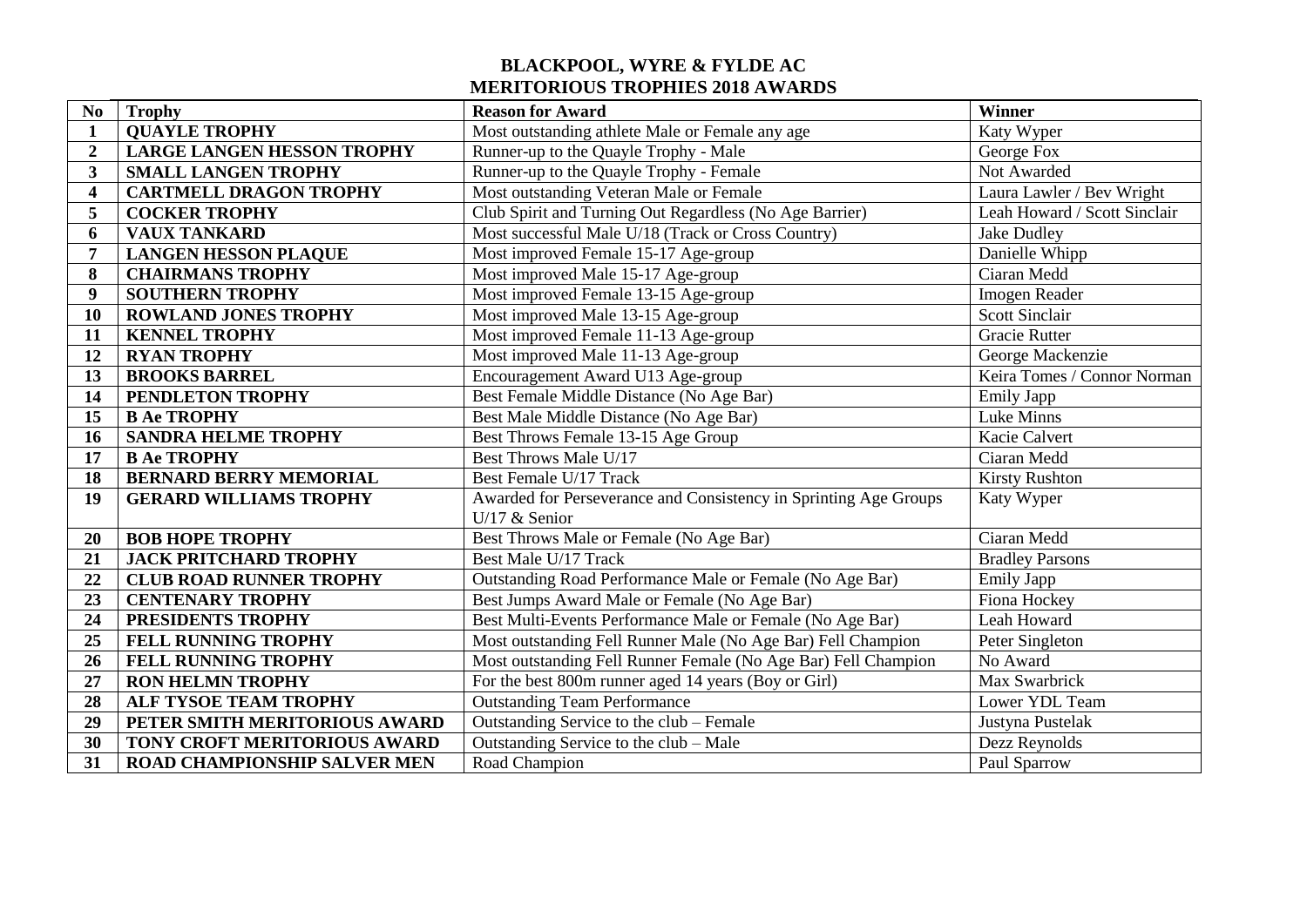**BLACKPOOL, WYRE & FYLDE AC**
**MERITORIOUS TROPHIES 2018 AWARDS**

| No | Trophy | Reason for Award | Winner |
|---|---|---|---|
| 1 | QUAYLE TROPHY | Most outstanding athlete Male or Female any age | Katy Wyper |
| 2 | LARGE LANGEN HESSON TROPHY | Runner-up to the Quayle Trophy - Male | George Fox |
| 3 | SMALL LANGEN TROPHY | Runner-up to the Quayle Trophy - Female | Not Awarded |
| 4 | CARTMELL DRAGON TROPHY | Most outstanding Veteran Male or Female | Laura Lawler / Bev Wright |
| 5 | COCKER TROPHY | Club Spirit and Turning Out Regardless (No Age Barrier) | Leah Howard / Scott Sinclair |
| 6 | VAUX TANKARD | Most successful Male U/18 (Track or Cross Country) | Jake Dudley |
| 7 | LANGEN HESSON PLAQUE | Most improved Female 15-17 Age-group | Danielle Whipp |
| 8 | CHAIRMANS TROPHY | Most improved Male 15-17 Age-group | Ciaran Medd |
| 9 | SOUTHERN TROPHY | Most improved Female 13-15 Age-group | Imogen Reader |
| 10 | ROWLAND JONES TROPHY | Most improved Male 13-15 Age-group | Scott Sinclair |
| 11 | KENNEL TROPHY | Most improved Female 11-13 Age-group | Gracie Rutter |
| 12 | RYAN TROPHY | Most improved Male 11-13 Age-group | George Mackenzie |
| 13 | BROOKS BARREL | Encouragement Award U13 Age-group | Keira Tomes / Connor Norman |
| 14 | PENDLETON TROPHY | Best Female Middle Distance (No Age Bar) | Emily Japp |
| 15 | B Ae TROPHY | Best Male Middle Distance (No Age Bar) | Luke Minns |
| 16 | SANDRA HELME TROPHY | Best Throws Female 13-15 Age Group | Kacie Calvert |
| 17 | B Ae TROPHY | Best Throws Male U/17 | Ciaran Medd |
| 18 | BERNARD BERRY MEMORIAL | Best Female U/17 Track | Kirsty Rushton |
| 19 | GERARD WILLIAMS TROPHY | Awarded for Perseverance and Consistency in Sprinting Age Groups U/17 & Senior | Katy Wyper |
| 20 | BOB HOPE TROPHY | Best Throws Male or Female (No Age Bar) | Ciaran Medd |
| 21 | JACK PRITCHARD TROPHY | Best Male U/17 Track | Bradley Parsons |
| 22 | CLUB ROAD RUNNER TROPHY | Outstanding Road Performance Male or Female (No Age Bar) | Emily Japp |
| 23 | CENTENARY TROPHY | Best Jumps Award Male or Female (No Age Bar) | Fiona Hockey |
| 24 | PRESIDENTS TROPHY | Best Multi-Events Performance Male or Female (No Age Bar) | Leah Howard |
| 25 | FELL RUNNING TROPHY | Most outstanding Fell Runner Male (No Age Bar) Fell Champion | Peter Singleton |
| 26 | FELL RUNNING TROPHY | Most outstanding Fell Runner Female (No Age Bar) Fell Champion | No Award |
| 27 | RON HELMN TROPHY | For the best 800m runner aged 14 years (Boy or Girl) | Max Swarbrick |
| 28 | ALF TYSOE TEAM TROPHY | Outstanding Team Performance | Lower YDL Team |
| 29 | PETER SMITH MERITORIOUS AWARD | Outstanding Service to the club – Female | Justyna Pustelak |
| 30 | TONY CROFT MERITORIOUS AWARD | Outstanding Service to the club – Male | Dezz Reynolds |
| 31 | ROAD CHAMPIONSHIP SALVER MEN | Road Champion | Paul Sparrow |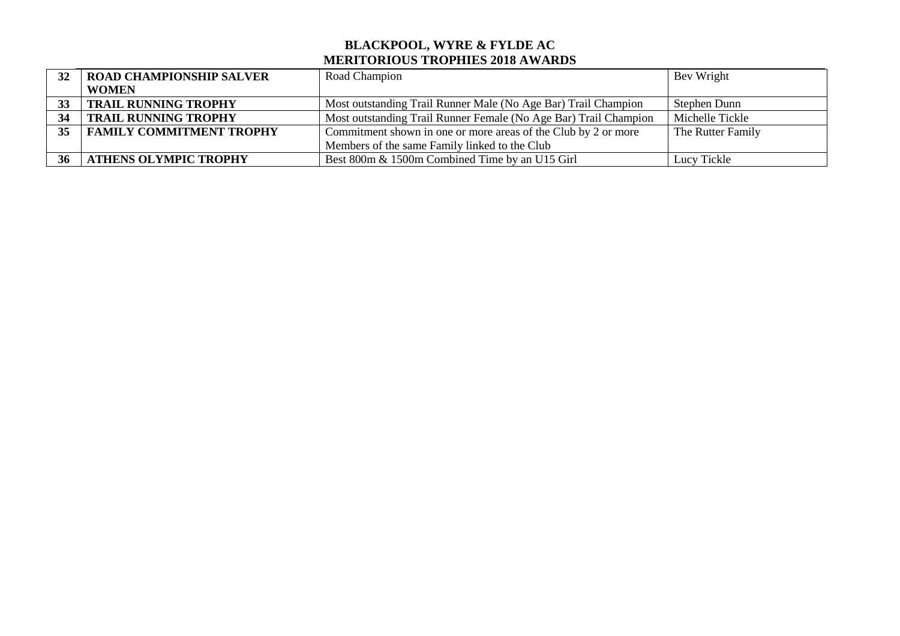**BLACKPOOL, WYRE & FYLDE AC**
**MERITORIOUS TROPHIES 2018 AWARDS**

| | | | |
|---|---|---|---|
| **32** | **ROAD CHAMPIONSHIP SALVER WOMEN** | Road Champion | Bev Wright |
| **33** | **TRAIL RUNNING TROPHY** | Most outstanding Trail Runner Male (No Age Bar) Trail Champion | Stephen Dunn |
| **34** | **TRAIL RUNNING TROPHY** | Most outstanding Trail Runner Female (No Age Bar) Trail Champion | Michelle Tickle |
| **35** | **FAMILY COMMITMENT TROPHY** | Commitment shown in one or more areas of the Club by 2 or more Members of the same Family linked to the Club | The Rutter Family |
| **36** | **ATHENS OLYMPIC TROPHY** | Best 800m & 1500m Combined Time by an U15 Girl | Lucy Tickle |